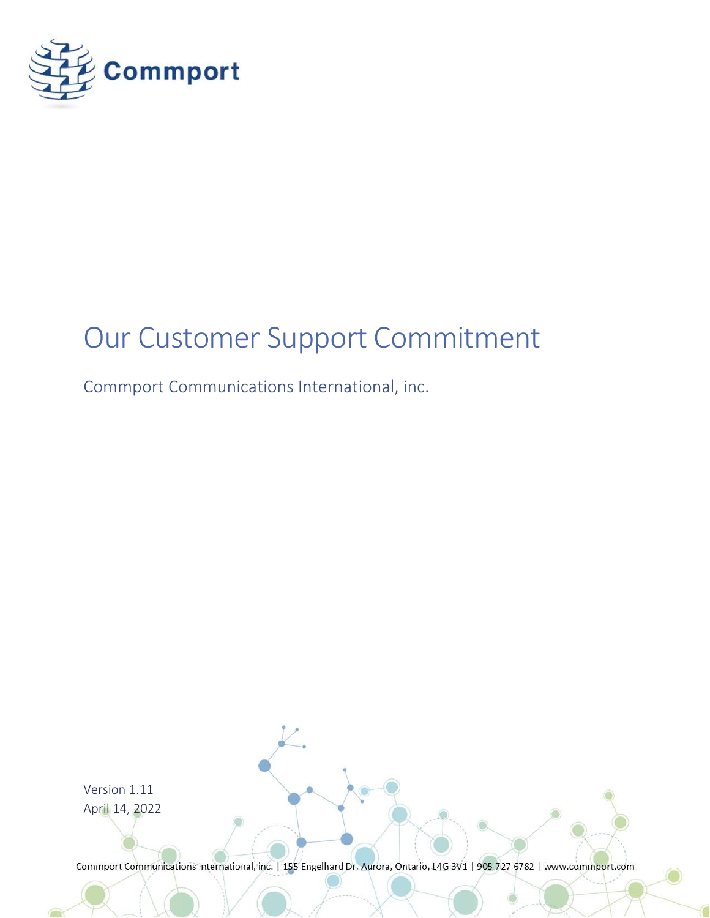Commport

# Our Customer Support Commitment

## Commport Communications International, inc.

Version 1.11
April 14, 2022

Commport Communications International, inc. | 155 Engelhard Dr, Aurora, Ontario, L4G 3V1 | 905 727 6782 | www.commport.com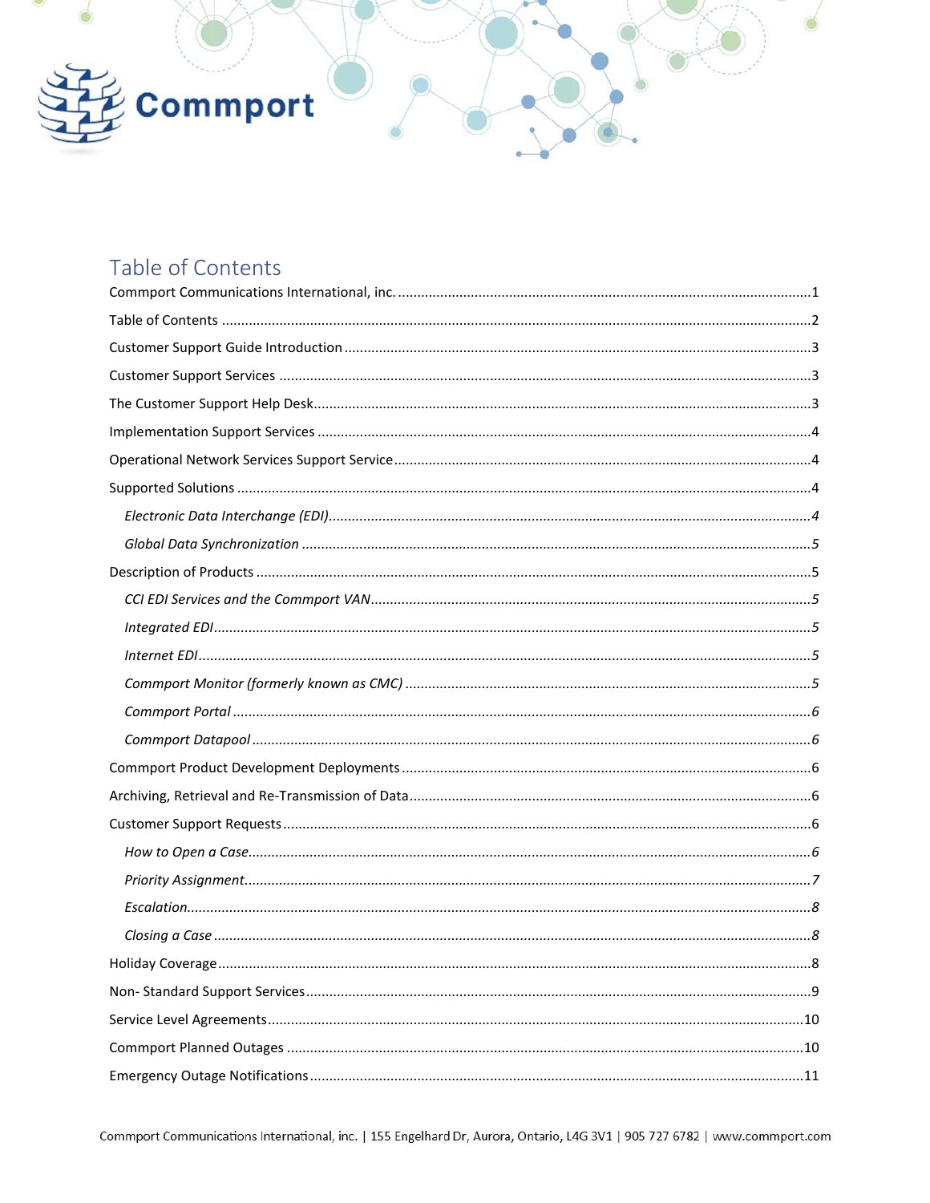# Table of Contents

Commport Communications International, inc. ............................................................................................1

Table of Contents ..........................................................................................................................................2

Customer Support Guide Introduction ........................................................................................................3

Customer Support Services ..........................................................................................................................3

The Customer Support Help Desk................................................................................................................3

Implementation Support Services ................................................................................................................4

Operational Network Services Support Service...........................................................................................4

Supported Solutions .....................................................................................................................................4

*Electronic Data Interchange (EDI)*..............................................................................................................*4*

*Global Data Synchronization* ......................................................................................................................*5*

Description of Products ................................................................................................................................5

*CCI EDI Services and the Commport VAN*..................................................................................................*5*

*Integrated EDI*..............................................................................................................................................*5*

*Internet EDI*.................................................................................................................................................*5*

*Commport Monitor (formerly known as CMC)* ..........................................................................................*5*

*Commport Portal* ........................................................................................................................................*6*

*Commport Datapool* ...................................................................................................................................*6*

Commport Product Development Deployments ..........................................................................................6

Archiving, Retrieval and Re-Transmission of Data........................................................................................6

Customer Support Requests.........................................................................................................................6

*How to Open a Case*....................................................................................................................................*6*

*Priority Assignment*.....................................................................................................................................*7*

*Escalation*....................................................................................................................................................*8*

*Closing a Case* .............................................................................................................................................*8*

Holiday Coverage..........................................................................................................................................8

Non- Standard Support Services...................................................................................................................9

Service Level Agreements...........................................................................................................................10

Commport Planned Outages ......................................................................................................................10

Emergency Outage Notifications................................................................................................................11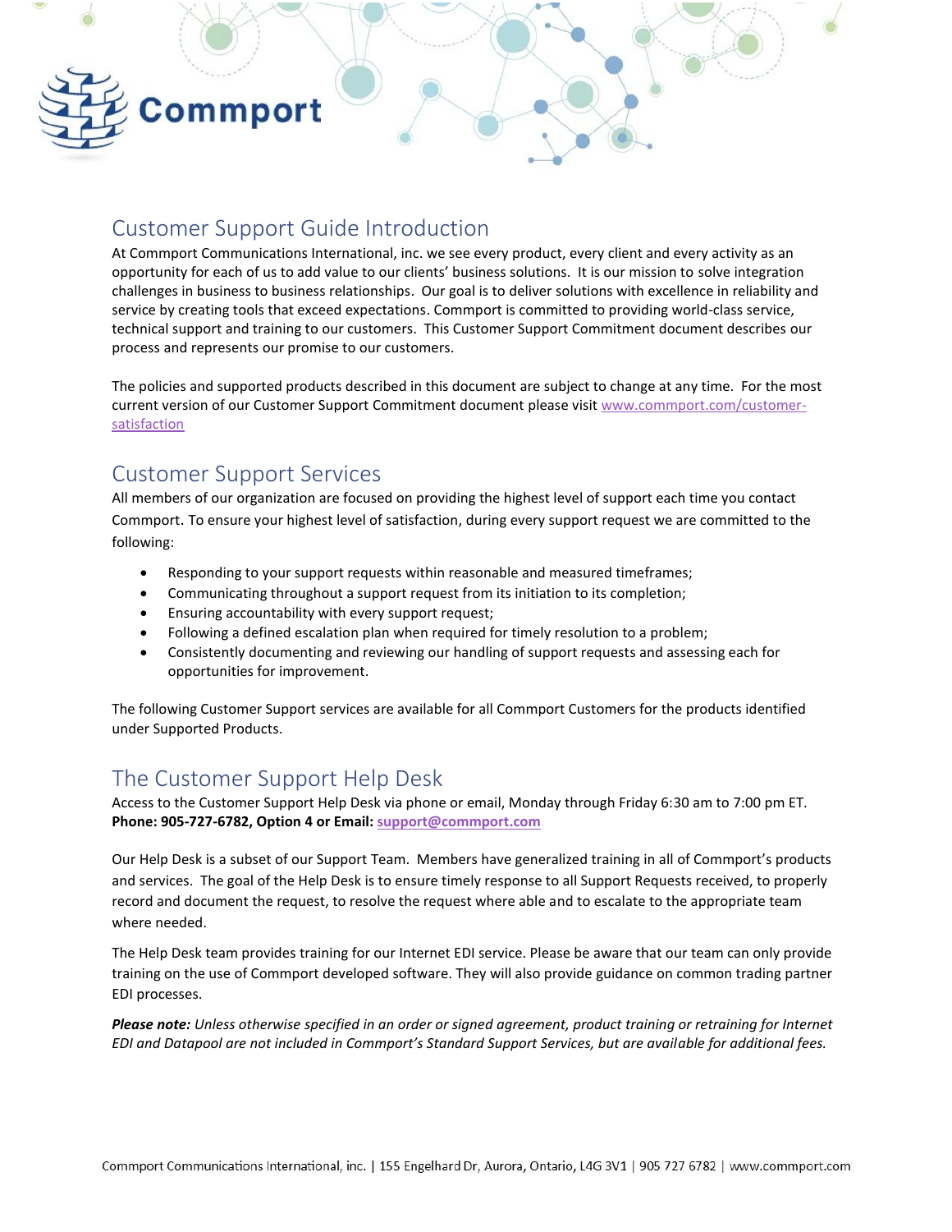## Customer Support Guide Introduction

At Commport Communications International, inc. we see every product, every client and every activity as an opportunity for each of us to add value to our clients' business solutions. It is our mission to solve integration challenges in business to business relationships. Our goal is to deliver solutions with excellence in reliability and service by creating tools that exceed expectations. Commport is committed to providing world-class service, technical support and training to our customers. This Customer Support Commitment document describes our process and represents our promise to our customers.

The policies and supported products described in this document are subject to change at any time. For the most current version of our Customer Support Commitment document please visit [www.commport.com/customer-satisfaction](www.commport.com/customer-satisfaction)

## Customer Support Services

All members of our organization are focused on providing the highest level of support each time you contact Commport. To ensure your highest level of satisfaction, during every support request we are committed to the following:

- Responding to your support requests within reasonable and measured timeframes;
- Communicating throughout a support request from its initiation to its completion;
- Ensuring accountability with every support request;
- Following a defined escalation plan when required for timely resolution to a problem;
- Consistently documenting and reviewing our handling of support requests and assessing each for opportunities for improvement.

The following Customer Support services are available for all Commport Customers for the products identified under Supported Products.

## The Customer Support Help Desk

Access to the Customer Support Help Desk via phone or email, Monday through Friday 6:30 am to 7:00 pm ET.
**Phone: 905-727-6782, Option 4 or Email: [support@commport.com](mailto:support@commport.com)**

Our Help Desk is a subset of our Support Team. Members have generalized training in all of Commport's products and services. The goal of the Help Desk is to ensure timely response to all Support Requests received, to properly record and document the request, to resolve the request where able and to escalate to the appropriate team where needed.

The Help Desk team provides training for our Internet EDI service. Please be aware that our team can only provide training on the use of Commport developed software. They will also provide guidance on common trading partner EDI processes.

***Please note:** Unless otherwise specified in an order or signed agreement, product training or retraining for Internet EDI and Datapool are not included in Commport's Standard Support Services, but are available for additional fees.*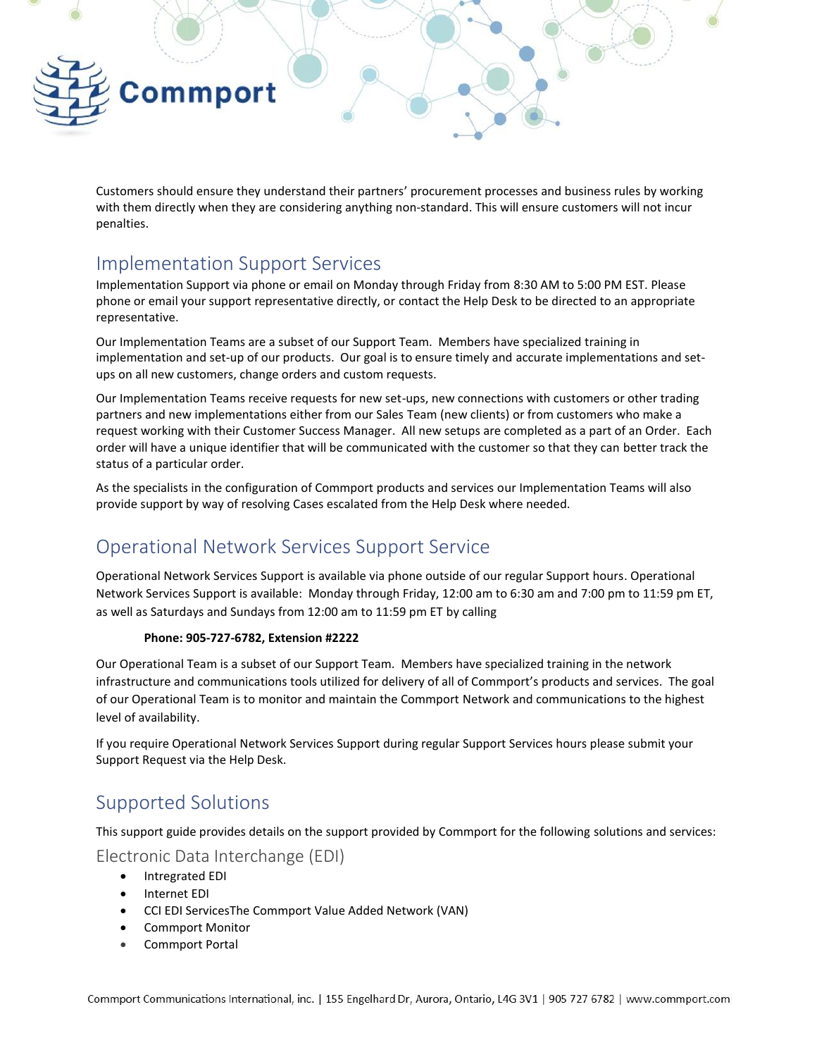Customers should ensure they understand their partners' procurement processes and business rules by working with them directly when they are considering anything non-standard. This will ensure customers will not incur penalties.

## Implementation Support Services

Implementation Support via phone or email on Monday through Friday from 8:30 AM to 5:00 PM EST. Please phone or email your support representative directly, or contact the Help Desk to be directed to an appropriate representative.

Our Implementation Teams are a subset of our Support Team. Members have specialized training in implementation and set-up of our products. Our goal is to ensure timely and accurate implementations and set-ups on all new customers, change orders and custom requests.

Our Implementation Teams receive requests for new set-ups, new connections with customers or other trading partners and new implementations either from our Sales Team (new clients) or from customers who make a request working with their Customer Success Manager. All new setups are completed as a part of an Order. Each order will have a unique identifier that will be communicated with the customer so that they can better track the status of a particular order.

As the specialists in the configuration of Commport products and services our Implementation Teams will also provide support by way of resolving Cases escalated from the Help Desk where needed.

## Operational Network Services Support Service

Operational Network Services Support is available via phone outside of our regular Support hours. Operational Network Services Support is available: Monday through Friday, 12:00 am to 6:30 am and 7:00 pm to 11:59 pm ET, as well as Saturdays and Sundays from 12:00 am to 11:59 pm ET by calling

**Phone: 905-727-6782, Extension #2222**

Our Operational Team is a subset of our Support Team. Members have specialized training in the network infrastructure and communications tools utilized for delivery of all of Commport's products and services. The goal of our Operational Team is to monitor and maintain the Commport Network and communications to the highest level of availability.

If you require Operational Network Services Support during regular Support Services hours please submit your Support Request via the Help Desk.

## Supported Solutions

This support guide provides details on the support provided by Commport for the following solutions and services:

### Electronic Data Interchange (EDI)

- Intregrated EDI
- Internet EDI
- CCI EDI ServicesThe Commport Value Added Network (VAN)
- Commport Monitor
- Commport Portal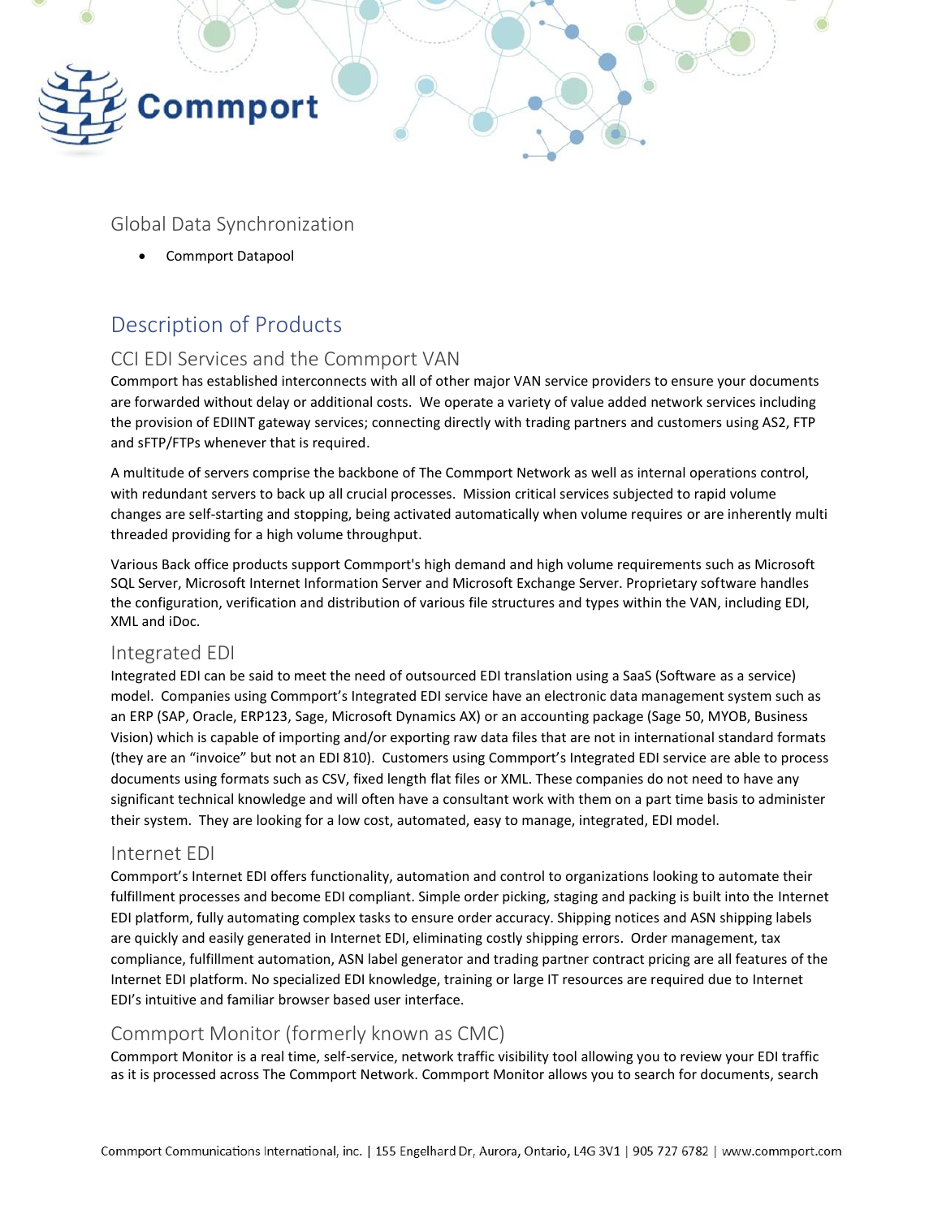## Global Data Synchronization

- Commport Datapool

# Description of Products

## CCI EDI Services and the Commport VAN

Commport has established interconnects with all of other major VAN service providers to ensure your documents are forwarded without delay or additional costs. We operate a variety of value added network services including the provision of EDIINT gateway services; connecting directly with trading partners and customers using AS2, FTP and sFTP/FTPs whenever that is required.

A multitude of servers comprise the backbone of The Commport Network as well as internal operations control, with redundant servers to back up all crucial processes. Mission critical services subjected to rapid volume changes are self-starting and stopping, being activated automatically when volume requires or are inherently multi threaded providing for a high volume throughput.

Various Back office products support Commport's high demand and high volume requirements such as Microsoft SQL Server, Microsoft Internet Information Server and Microsoft Exchange Server. Proprietary software handles the configuration, verification and distribution of various file structures and types within the VAN, including EDI, XML and iDoc.

## Integrated EDI

Integrated EDI can be said to meet the need of outsourced EDI translation using a SaaS (Software as a service) model. Companies using Commport's Integrated EDI service have an electronic data management system such as an ERP (SAP, Oracle, ERP123, Sage, Microsoft Dynamics AX) or an accounting package (Sage 50, MYOB, Business Vision) which is capable of importing and/or exporting raw data files that are not in international standard formats (they are an "invoice" but not an EDI 810). Customers using Commport's Integrated EDI service are able to process documents using formats such as CSV, fixed length flat files or XML. These companies do not need to have any significant technical knowledge and will often have a consultant work with them on a part time basis to administer their system. They are looking for a low cost, automated, easy to manage, integrated, EDI model.

## Internet EDI

Commport's Internet EDI offers functionality, automation and control to organizations looking to automate their fulfillment processes and become EDI compliant. Simple order picking, staging and packing is built into the Internet EDI platform, fully automating complex tasks to ensure order accuracy. Shipping notices and ASN shipping labels are quickly and easily generated in Internet EDI, eliminating costly shipping errors. Order management, tax compliance, fulfillment automation, ASN label generator and trading partner contract pricing are all features of the Internet EDI platform. No specialized EDI knowledge, training or large IT resources are required due to Internet EDI's intuitive and familiar browser based user interface.

## Commport Monitor (formerly known as CMC)

Commport Monitor is a real time, self-service, network traffic visibility tool allowing you to review your EDI traffic as it is processed across The Commport Network. Commport Monitor allows you to search for documents, search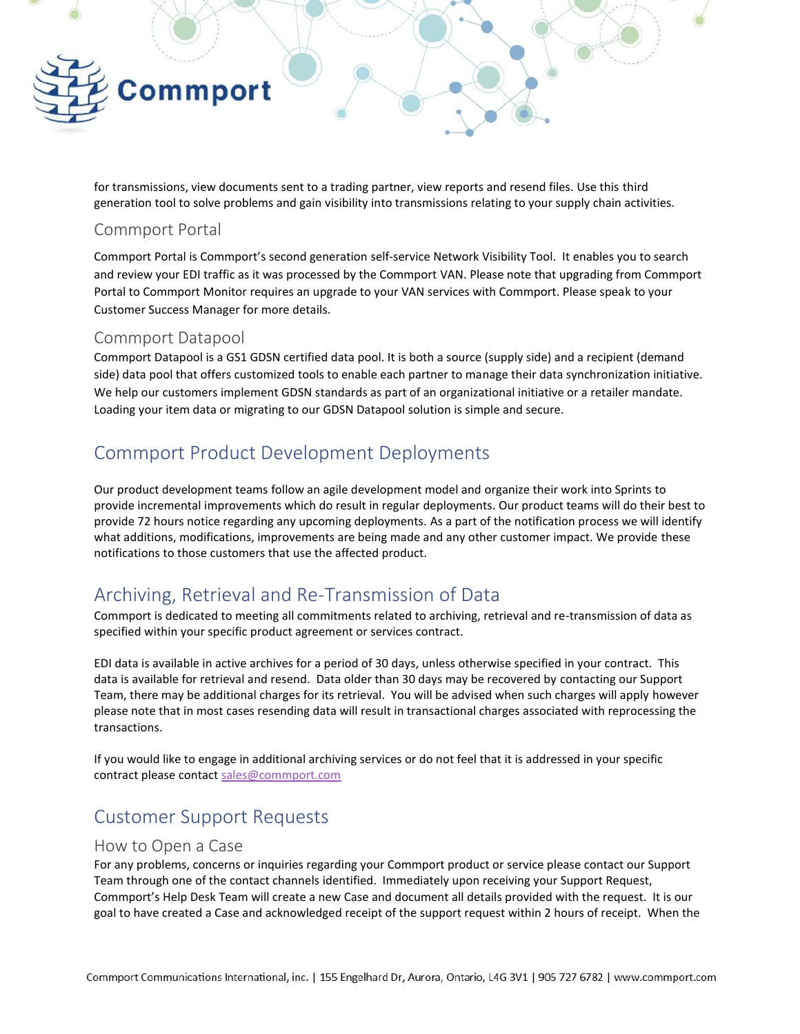for transmissions, view documents sent to a trading partner, view reports and resend files. Use this third generation tool to solve problems and gain visibility into transmissions relating to your supply chain activities.

### Commport Portal

Commport Portal is Commport's second generation self-service Network Visibility Tool. It enables you to search and review your EDI traffic as it was processed by the Commport VAN. Please note that upgrading from Commport Portal to Commport Monitor requires an upgrade to your VAN services with Commport. Please speak to your Customer Success Manager for more details.

### Commport Datapool

Commport Datapool is a GS1 GDSN certified data pool. It is both a source (supply side) and a recipient (demand side) data pool that offers customized tools to enable each partner to manage their data synchronization initiative. We help our customers implement GDSN standards as part of an organizational initiative or a retailer mandate. Loading your item data or migrating to our GDSN Datapool solution is simple and secure.

## Commport Product Development Deployments

Our product development teams follow an agile development model and organize their work into Sprints to provide incremental improvements which do result in regular deployments. Our product teams will do their best to provide 72 hours notice regarding any upcoming deployments. As a part of the notification process we will identify what additions, modifications, improvements are being made and any other customer impact. We provide these notifications to those customers that use the affected product.

## Archiving, Retrieval and Re-Transmission of Data

Commport is dedicated to meeting all commitments related to archiving, retrieval and re-transmission of data as specified within your specific product agreement or services contract.

EDI data is available in active archives for a period of 30 days, unless otherwise specified in your contract. This data is available for retrieval and resend. Data older than 30 days may be recovered by contacting our Support Team, there may be additional charges for its retrieval. You will be advised when such charges will apply however please note that in most cases resending data will result in transactional charges associated with reprocessing the transactions.

If you would like to engage in additional archiving services or do not feel that it is addressed in your specific contract please contact sales@commport.com

## Customer Support Requests

### How to Open a Case

For any problems, concerns or inquiries regarding your Commport product or service please contact our Support Team through one of the contact channels identified. Immediately upon receiving your Support Request, Commport's Help Desk Team will create a new Case and document all details provided with the request. It is our goal to have created a Case and acknowledged receipt of the support request within 2 hours of receipt. When the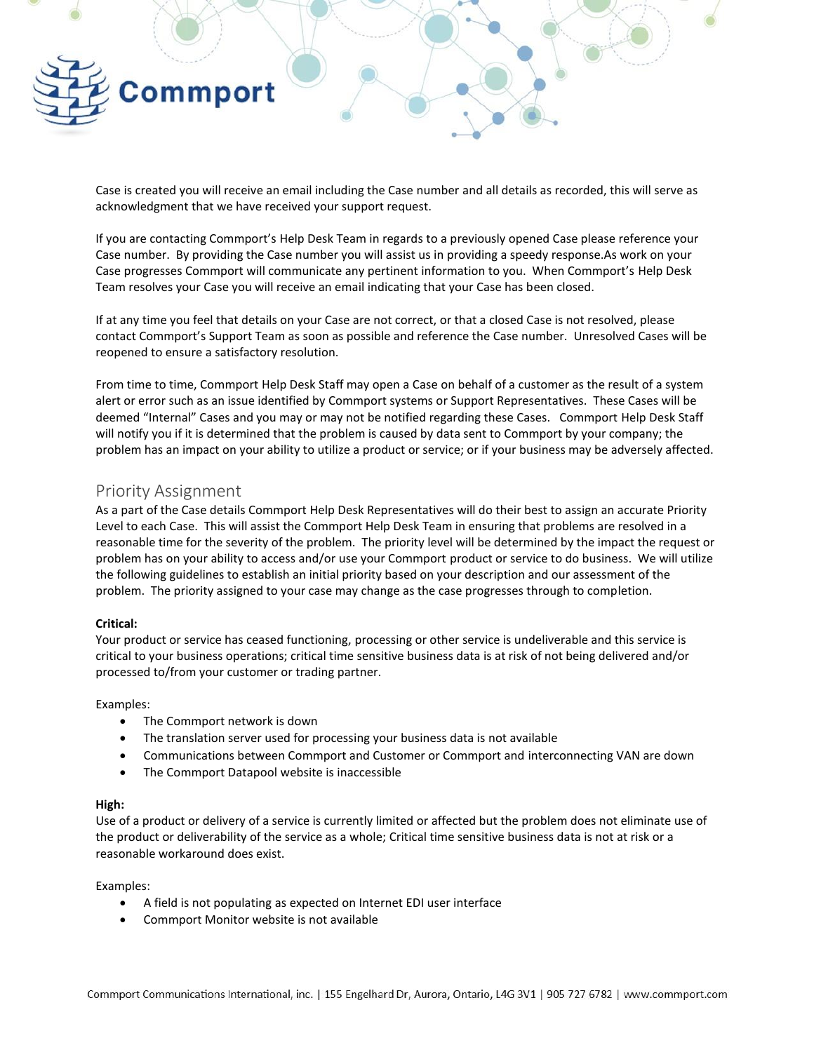Case is created you will receive an email including the Case number and all details as recorded, this will serve as acknowledgment that we have received your support request.

If you are contacting Commport's Help Desk Team in regards to a previously opened Case please reference your Case number. By providing the Case number you will assist us in providing a speedy response.As work on your Case progresses Commport will communicate any pertinent information to you. When Commport's Help Desk Team resolves your Case you will receive an email indicating that your Case has been closed.

If at any time you feel that details on your Case are not correct, or that a closed Case is not resolved, please contact Commport's Support Team as soon as possible and reference the Case number. Unresolved Cases will be reopened to ensure a satisfactory resolution.

From time to time, Commport Help Desk Staff may open a Case on behalf of a customer as the result of a system alert or error such as an issue identified by Commport systems or Support Representatives. These Cases will be deemed "Internal" Cases and you may or may not be notified regarding these Cases. Commport Help Desk Staff will notify you if it is determined that the problem is caused by data sent to Commport by your company; the problem has an impact on your ability to utilize a product or service; or if your business may be adversely affected.

## Priority Assignment

As a part of the Case details Commport Help Desk Representatives will do their best to assign an accurate Priority Level to each Case. This will assist the Commport Help Desk Team in ensuring that problems are resolved in a reasonable time for the severity of the problem. The priority level will be determined by the impact the request or problem has on your ability to access and/or use your Commport product or service to do business. We will utilize the following guidelines to establish an initial priority based on your description and our assessment of the problem. The priority assigned to your case may change as the case progresses through to completion.

**Critical:**
Your product or service has ceased functioning, processing or other service is undeliverable and this service is critical to your business operations; critical time sensitive business data is at risk of not being delivered and/or processed to/from your customer or trading partner.

Examples:

- The Commport network is down
- The translation server used for processing your business data is not available
- Communications between Commport and Customer or Commport and interconnecting VAN are down
- The Commport Datapool website is inaccessible

**High:**
Use of a product or delivery of a service is currently limited or affected but the problem does not eliminate use of the product or deliverability of the service as a whole; Critical time sensitive business data is not at risk or a reasonable workaround does exist.

Examples:

- A field is not populating as expected on Internet EDI user interface
- Commport Monitor website is not available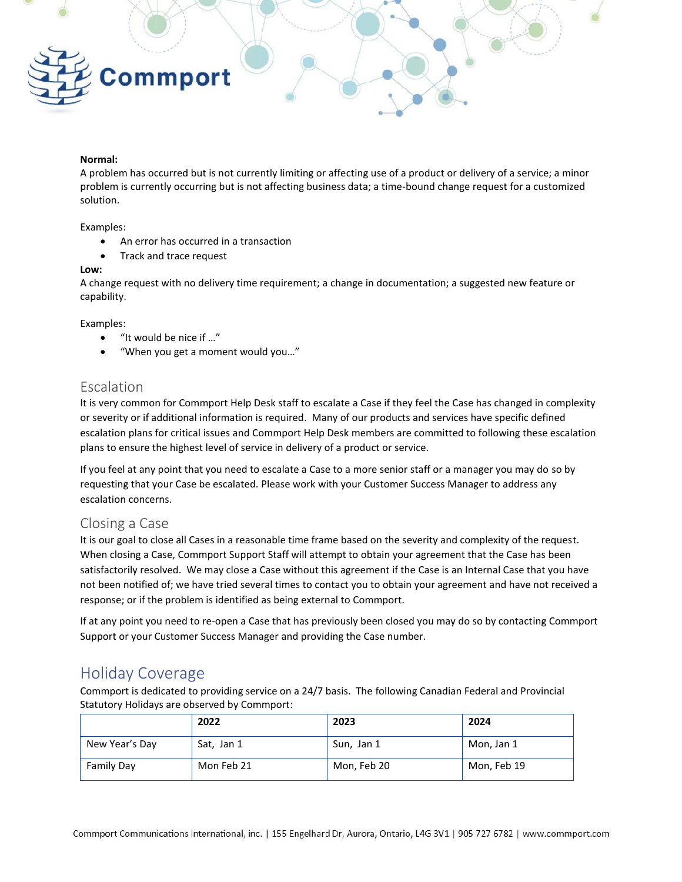**Normal:**
A problem has occurred but is not currently limiting or affecting use of a product or delivery of a service; a minor problem is currently occurring but is not affecting business data; a time-bound change request for a customized solution.

Examples:

- An error has occurred in a transaction
- Track and trace request

**Low:**
A change request with no delivery time requirement; a change in documentation; a suggested new feature or capability.

Examples:

- "It would be nice if …"
- "When you get a moment would you…"

### Escalation

It is very common for Commport Help Desk staff to escalate a Case if they feel the Case has changed in complexity or severity or if additional information is required. Many of our products and services have specific defined escalation plans for critical issues and Commport Help Desk members are committed to following these escalation plans to ensure the highest level of service in delivery of a product or service.

If you feel at any point that you need to escalate a Case to a more senior staff or a manager you may do so by requesting that your Case be escalated. Please work with your Customer Success Manager to address any escalation concerns.

### Closing a Case

It is our goal to close all Cases in a reasonable time frame based on the severity and complexity of the request. When closing a Case, Commport Support Staff will attempt to obtain your agreement that the Case has been satisfactorily resolved. We may close a Case without this agreement if the Case is an Internal Case that you have not been notified of; we have tried several times to contact you to obtain your agreement and have not received a response; or if the problem is identified as being external to Commport.

If at any point you need to re-open a Case that has previously been closed you may do so by contacting Commport Support or your Customer Success Manager and providing the Case number.

## Holiday Coverage

Commport is dedicated to providing service on a 24/7 basis. The following Canadian Federal and Provincial Statutory Holidays are observed by Commport:

| | **2022** | **2023** | **2024** |
|---|---|---|---|
| New Year's Day | Sat, Jan 1 | Sun, Jan 1 | Mon, Jan 1 |
| Family Day | Mon Feb 21 | Mon, Feb 20 | Mon, Feb 19 |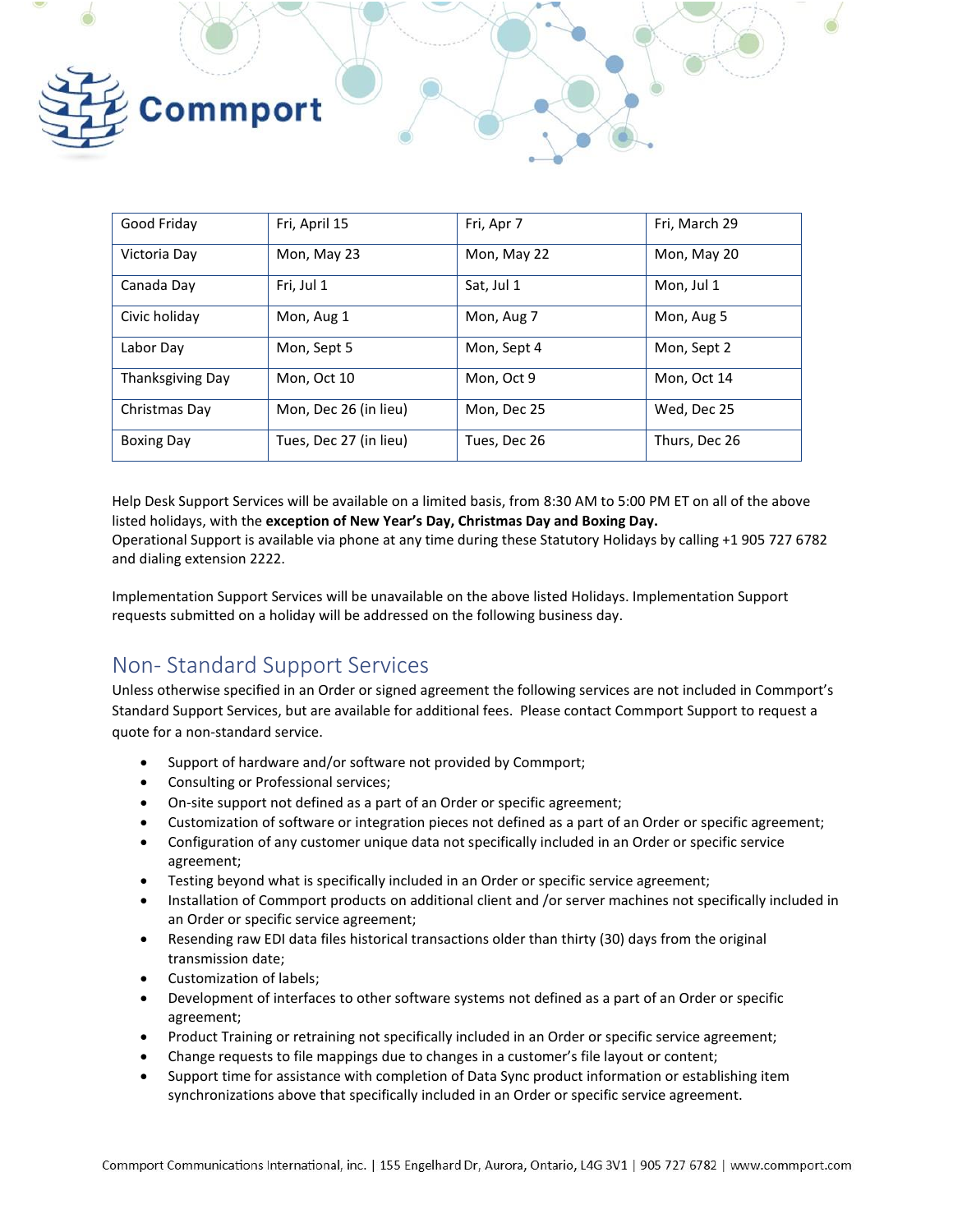| Good Friday | Fri, April 15 | Fri, Apr 7 | Fri, March 29 |
|---|---|---|---|
| Victoria Day | Mon, May 23 | Mon, May 22 | Mon, May 20 |
| Canada Day | Fri, Jul 1 | Sat, Jul 1 | Mon, Jul 1 |
| Civic holiday | Mon, Aug 1 | Mon, Aug 7 | Mon, Aug 5 |
| Labor Day | Mon, Sept 5 | Mon, Sept 4 | Mon, Sept 2 |
| Thanksgiving Day | Mon, Oct 10 | Mon, Oct 9 | Mon, Oct 14 |
| Christmas Day | Mon, Dec 26 (in lieu) | Mon, Dec 25 | Wed, Dec 25 |
| Boxing Day | Tues, Dec 27 (in lieu) | Tues, Dec 26 | Thurs, Dec 26 |

Help Desk Support Services will be available on a limited basis, from 8:30 AM to 5:00 PM ET on all of the above listed holidays, with the **exception of New Year's Day, Christmas Day and Boxing Day.**
Operational Support is available via phone at any time during these Statutory Holidays by calling +1 905 727 6782 and dialing extension 2222.

Implementation Support Services will be unavailable on the above listed Holidays. Implementation Support requests submitted on a holiday will be addressed on the following business day.

## Non- Standard Support Services

Unless otherwise specified in an Order or signed agreement the following services are not included in Commport's Standard Support Services, but are available for additional fees. Please contact Commport Support to request a quote for a non-standard service.

- Support of hardware and/or software not provided by Commport;
- Consulting or Professional services;
- On-site support not defined as a part of an Order or specific agreement;
- Customization of software or integration pieces not defined as a part of an Order or specific agreement;
- Configuration of any customer unique data not specifically included in an Order or specific service agreement;
- Testing beyond what is specifically included in an Order or specific service agreement;
- Installation of Commport products on additional client and /or server machines not specifically included in an Order or specific service agreement;
- Resending raw EDI data files historical transactions older than thirty (30) days from the original transmission date;
- Customization of labels;
- Development of interfaces to other software systems not defined as a part of an Order or specific agreement;
- Product Training or retraining not specifically included in an Order or specific service agreement;
- Change requests to file mappings due to changes in a customer's file layout or content;
- Support time for assistance with completion of Data Sync product information or establishing item synchronizations above that specifically included in an Order or specific service agreement.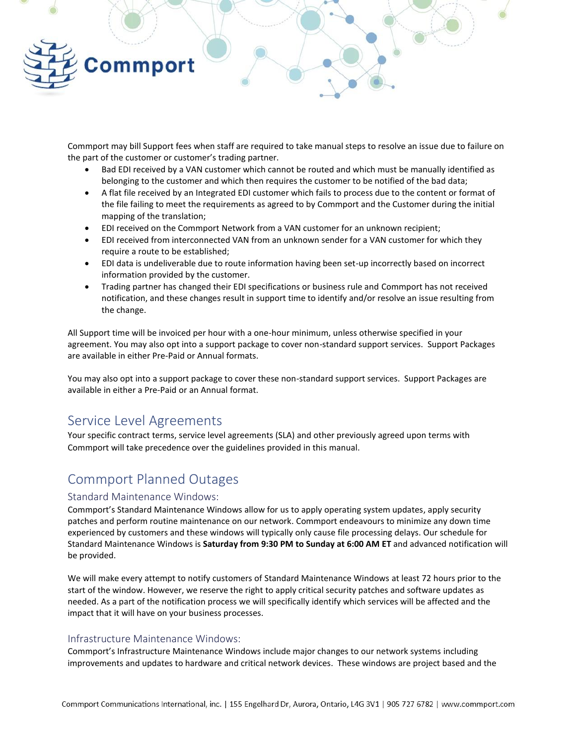Commport may bill Support fees when staff are required to take manual steps to resolve an issue due to failure on the part of the customer or customer's trading partner.

- Bad EDI received by a VAN customer which cannot be routed and which must be manually identified as belonging to the customer and which then requires the customer to be notified of the bad data;
- A flat file received by an Integrated EDI customer which fails to process due to the content or format of the file failing to meet the requirements as agreed to by Commport and the Customer during the initial mapping of the translation;
- EDI received on the Commport Network from a VAN customer for an unknown recipient;
- EDI received from interconnected VAN from an unknown sender for a VAN customer for which they require a route to be established;
- EDI data is undeliverable due to route information having been set-up incorrectly based on incorrect information provided by the customer.
- Trading partner has changed their EDI specifications or business rule and Commport has not received notification, and these changes result in support time to identify and/or resolve an issue resulting from the change.

All Support time will be invoiced per hour with a one-hour minimum, unless otherwise specified in your agreement. You may also opt into a support package to cover non-standard support services. Support Packages are available in either Pre-Paid or Annual formats.

You may also opt into a support package to cover these non-standard support services. Support Packages are available in either a Pre-Paid or an Annual format.

## Service Level Agreements

Your specific contract terms, service level agreements (SLA) and other previously agreed upon terms with Commport will take precedence over the guidelines provided in this manual.

## Commport Planned Outages

### Standard Maintenance Windows:

Commport's Standard Maintenance Windows allow for us to apply operating system updates, apply security patches and perform routine maintenance on our network. Commport endeavours to minimize any down time experienced by customers and these windows will typically only cause file processing delays. Our schedule for Standard Maintenance Windows is **Saturday from 9:30 PM to Sunday at 6:00 AM ET** and advanced notification will be provided.

We will make every attempt to notify customers of Standard Maintenance Windows at least 72 hours prior to the start of the window. However, we reserve the right to apply critical security patches and software updates as needed. As a part of the notification process we will specifically identify which services will be affected and the impact that it will have on your business processes.

### Infrastructure Maintenance Windows:

Commport's Infrastructure Maintenance Windows include major changes to our network systems including improvements and updates to hardware and critical network devices. These windows are project based and the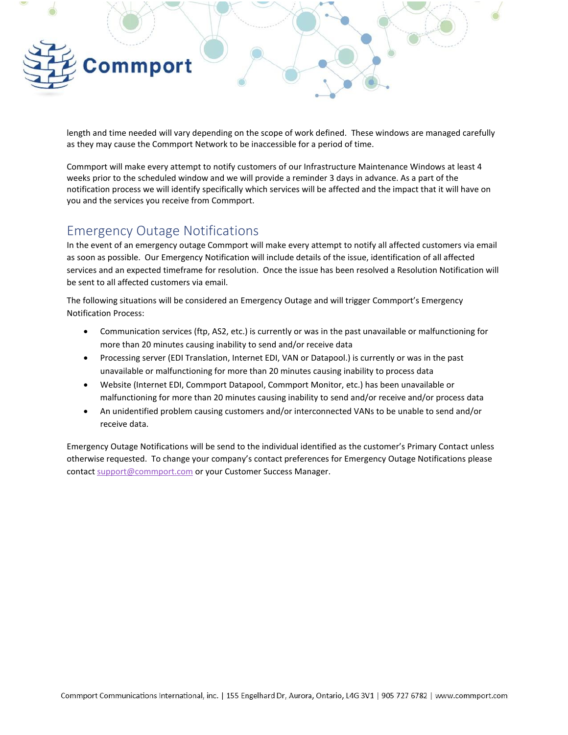length and time needed will vary depending on the scope of work defined. These windows are managed carefully as they may cause the Commport Network to be inaccessible for a period of time.

Commport will make every attempt to notify customers of our Infrastructure Maintenance Windows at least 4 weeks prior to the scheduled window and we will provide a reminder 3 days in advance. As a part of the notification process we will identify specifically which services will be affected and the impact that it will have on you and the services you receive from Commport.

## Emergency Outage Notifications

In the event of an emergency outage Commport will make every attempt to notify all affected customers via email as soon as possible. Our Emergency Notification will include details of the issue, identification of all affected services and an expected timeframe for resolution. Once the issue has been resolved a Resolution Notification will be sent to all affected customers via email.

The following situations will be considered an Emergency Outage and will trigger Commport's Emergency Notification Process:

- Communication services (ftp, AS2, etc.) is currently or was in the past unavailable or malfunctioning for more than 20 minutes causing inability to send and/or receive data
- Processing server (EDI Translation, Internet EDI, VAN or Datapool.) is currently or was in the past unavailable or malfunctioning for more than 20 minutes causing inability to process data
- Website (Internet EDI, Commport Datapool, Commport Monitor, etc.) has been unavailable or malfunctioning for more than 20 minutes causing inability to send and/or receive and/or process data
- An unidentified problem causing customers and/or interconnected VANs to be unable to send and/or receive data.

Emergency Outage Notifications will be send to the individual identified as the customer's Primary Contact unless otherwise requested. To change your company's contact preferences for Emergency Outage Notifications please contact support@commport.com or your Customer Success Manager.